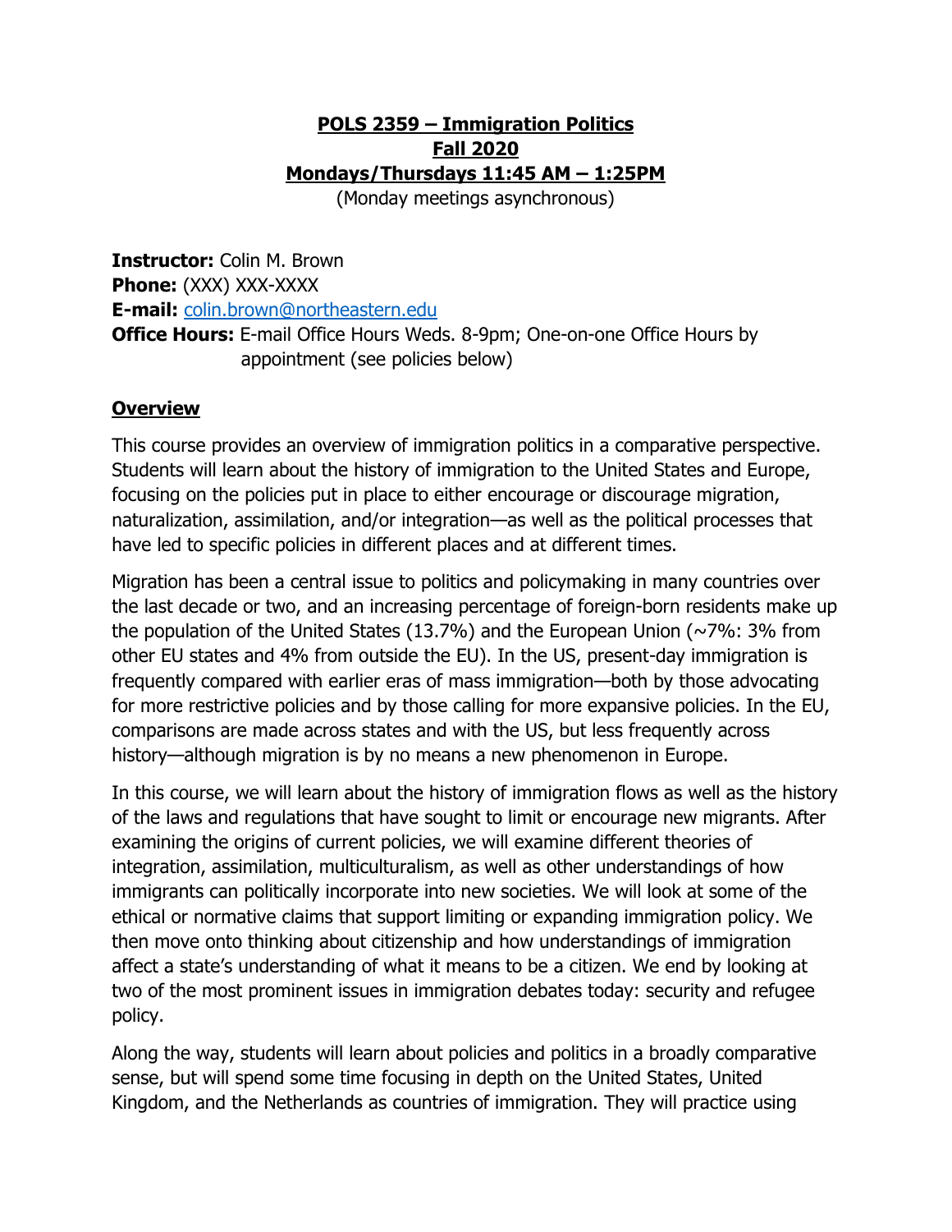# POLS 2359 – Immigration Politics
## Fall 2020
## Mondays/Thursdays 11:45 AM – 1:25PM

(Monday meetings asynchronous)

**Instructor:** Colin M. Brown
**Phone:** (XXX) XXX-XXXX
**E-mail:** colin.brown@northeastern.edu
**Office Hours:** E-mail Office Hours Weds. 8-9pm; One-on-one Office Hours by appointment (see policies below)

## Overview

This course provides an overview of immigration politics in a comparative perspective. Students will learn about the history of immigration to the United States and Europe, focusing on the policies put in place to either encourage or discourage migration, naturalization, assimilation, and/or integration—as well as the political processes that have led to specific policies in different places and at different times.

Migration has been a central issue to politics and policymaking in many countries over the last decade or two, and an increasing percentage of foreign-born residents make up the population of the United States (13.7%) and the European Union (~7%: 3% from other EU states and 4% from outside the EU). In the US, present-day immigration is frequently compared with earlier eras of mass immigration—both by those advocating for more restrictive policies and by those calling for more expansive policies. In the EU, comparisons are made across states and with the US, but less frequently across history—although migration is by no means a new phenomenon in Europe.

In this course, we will learn about the history of immigration flows as well as the history of the laws and regulations that have sought to limit or encourage new migrants. After examining the origins of current policies, we will examine different theories of integration, assimilation, multiculturalism, as well as other understandings of how immigrants can politically incorporate into new societies. We will look at some of the ethical or normative claims that support limiting or expanding immigration policy. We then move onto thinking about citizenship and how understandings of immigration affect a state's understanding of what it means to be a citizen. We end by looking at two of the most prominent issues in immigration debates today: security and refugee policy.

Along the way, students will learn about policies and politics in a broadly comparative sense, but will spend some time focusing in depth on the United States, United Kingdom, and the Netherlands as countries of immigration. They will practice using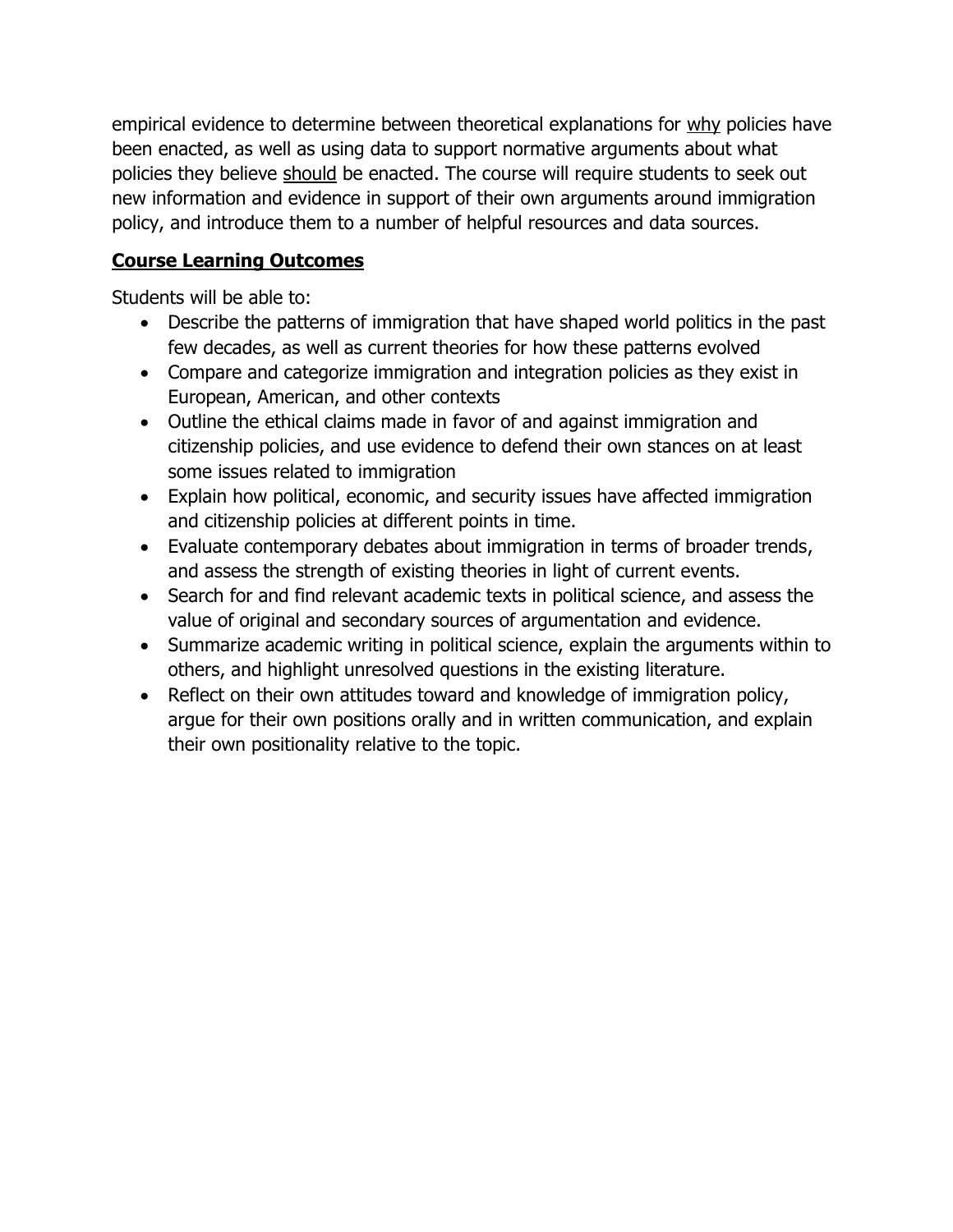empirical evidence to determine between theoretical explanations for <u>why</u> policies have been enacted, as well as using data to support normative arguments about what policies they believe <u>should</u> be enacted. The course will require students to seek out new information and evidence in support of their own arguments around immigration policy, and introduce them to a number of helpful resources and data sources.

## Course Learning Outcomes

Students will be able to:

- Describe the patterns of immigration that have shaped world politics in the past few decades, as well as current theories for how these patterns evolved
- Compare and categorize immigration and integration policies as they exist in European, American, and other contexts
- Outline the ethical claims made in favor of and against immigration and citizenship policies, and use evidence to defend their own stances on at least some issues related to immigration
- Explain how political, economic, and security issues have affected immigration and citizenship policies at different points in time.
- Evaluate contemporary debates about immigration in terms of broader trends, and assess the strength of existing theories in light of current events.
- Search for and find relevant academic texts in political science, and assess the value of original and secondary sources of argumentation and evidence.
- Summarize academic writing in political science, explain the arguments within to others, and highlight unresolved questions in the existing literature.
- Reflect on their own attitudes toward and knowledge of immigration policy, argue for their own positions orally and in written communication, and explain their own positionality relative to the topic.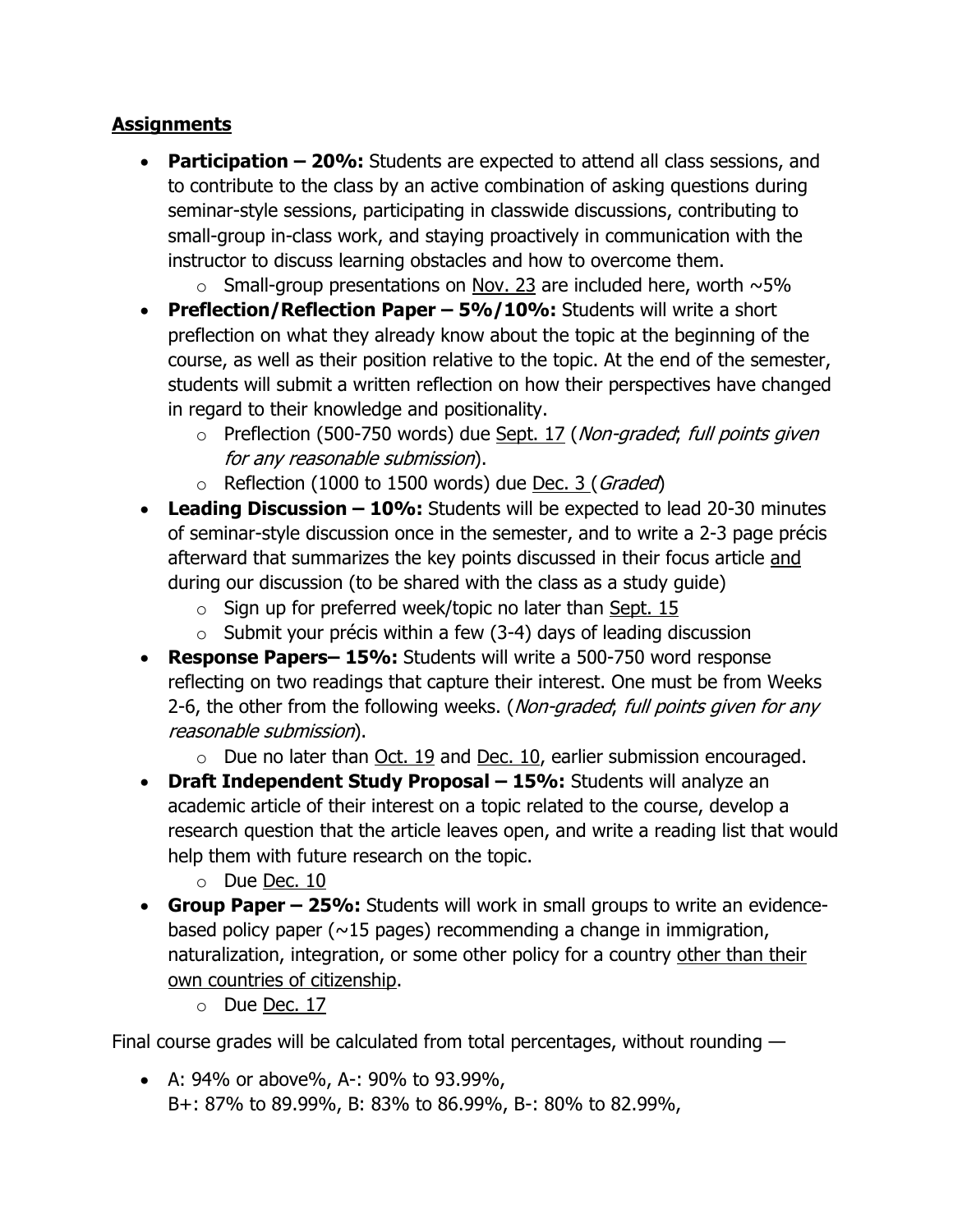**Assignments**

- **Participation – 20%:** Students are expected to attend all class sessions, and to contribute to the class by an active combination of asking questions during seminar-style sessions, participating in classwide discussions, contributing to small-group in-class work, and staying proactively in communication with the instructor to discuss learning obstacles and how to overcome them.
    - Small-group presentations on Nov. 23 are included here, worth ~5%
- **Preflection/Reflection Paper – 5%/10%:** Students will write a short preflection on what they already know about the topic at the beginning of the course, as well as their position relative to the topic. At the end of the semester, students will submit a written reflection on how their perspectives have changed in regard to their knowledge and positionality.
    - Preflection (500-750 words) due Sept. 17 (*Non-graded*; *full points given for any reasonable submission*).
    - Reflection (1000 to 1500 words) due Dec. 3 (*Graded*)
- **Leading Discussion – 10%:** Students will be expected to lead 20-30 minutes of seminar-style discussion once in the semester, and to write a 2-3 page précis afterward that summarizes the key points discussed in their focus article and during our discussion (to be shared with the class as a study guide)
    - Sign up for preferred week/topic no later than Sept. 15
    - Submit your précis within a few (3-4) days of leading discussion
- **Response Papers– 15%:** Students will write a 500-750 word response reflecting on two readings that capture their interest. One must be from Weeks 2-6, the other from the following weeks. (*Non-graded*; *full points given for any reasonable submission*).
    - Due no later than Oct. 19 and Dec. 10, earlier submission encouraged.
- **Draft Independent Study Proposal – 15%:** Students will analyze an academic article of their interest on a topic related to the course, develop a research question that the article leaves open, and write a reading list that would help them with future research on the topic.
    - Due Dec. 10
- **Group Paper – 25%:** Students will work in small groups to write an evidence-based policy paper (~15 pages) recommending a change in immigration, naturalization, integration, or some other policy for a country other than their own countries of citizenship.
    - Due Dec. 17

Final course grades will be calculated from total percentages, without rounding —

- A: 94% or above%, A-: 90% to 93.99%,
  B+: 87% to 89.99%, B: 83% to 86.99%, B-: 80% to 82.99%,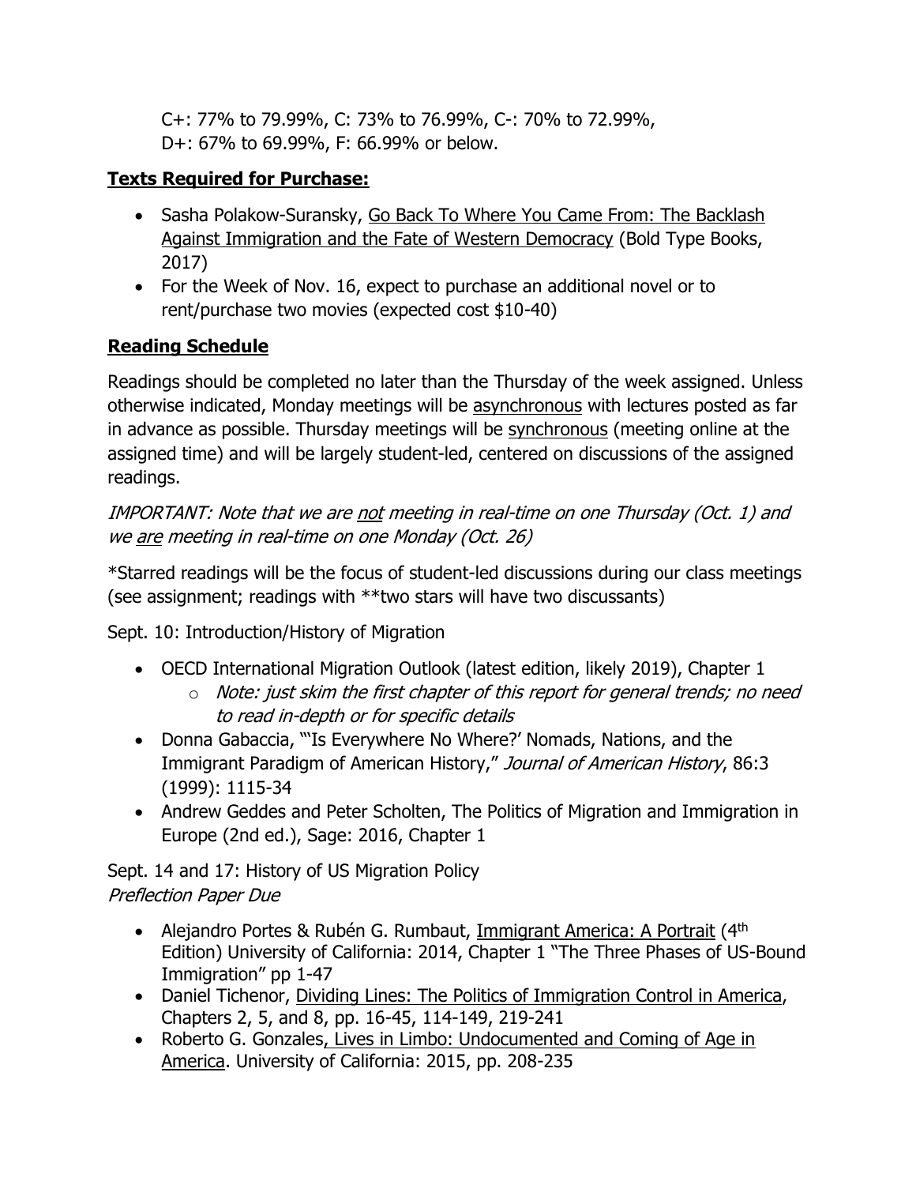C+: 77% to 79.99%, C: 73% to 76.99%, C-: 70% to 72.99%,
D+: 67% to 69.99%, F: 66.99% or below.

## **Texts Required for Purchase:**

- Sasha Polakow-Suransky, Go Back To Where You Came From: The Backlash Against Immigration and the Fate of Western Democracy (Bold Type Books, 2017)
- For the Week of Nov. 16, expect to purchase an additional novel or to rent/purchase two movies (expected cost $10-40)

## **Reading Schedule**

Readings should be completed no later than the Thursday of the week assigned. Unless otherwise indicated, Monday meetings will be asynchronous with lectures posted as far in advance as possible. Thursday meetings will be synchronous (meeting online at the assigned time) and will be largely student-led, centered on discussions of the assigned readings.

*IMPORTANT: Note that we are not meeting in real-time on one Thursday (Oct. 1) and we are meeting in real-time on one Monday (Oct. 26)*

*Starred readings will be the focus of student-led discussions during our class meetings (see assignment; readings with **two stars will have two discussants)

Sept. 10: Introduction/History of Migration

- OECD International Migration Outlook (latest edition, likely 2019), Chapter 1
  - *Note: just skim the first chapter of this report for general trends; no need to read in-depth or for specific details*
- Donna Gabaccia, "'Is Everywhere No Where?' Nomads, Nations, and the Immigrant Paradigm of American History," *Journal of American History*, 86:3 (1999): 1115-34
- Andrew Geddes and Peter Scholten, The Politics of Migration and Immigration in Europe (2nd ed.), Sage: 2016, Chapter 1

Sept. 14 and 17: History of US Migration Policy
*Preflection Paper Due*

- Alejandro Portes & Rubén G. Rumbaut, Immigrant America: A Portrait (4th Edition) University of California: 2014, Chapter 1 "The Three Phases of US-Bound Immigration" pp 1-47
- Daniel Tichenor, Dividing Lines: The Politics of Immigration Control in America, Chapters 2, 5, and 8, pp. 16-45, 114-149, 219-241
- Roberto G. Gonzales, Lives in Limbo: Undocumented and Coming of Age in America. University of California: 2015, pp. 208-235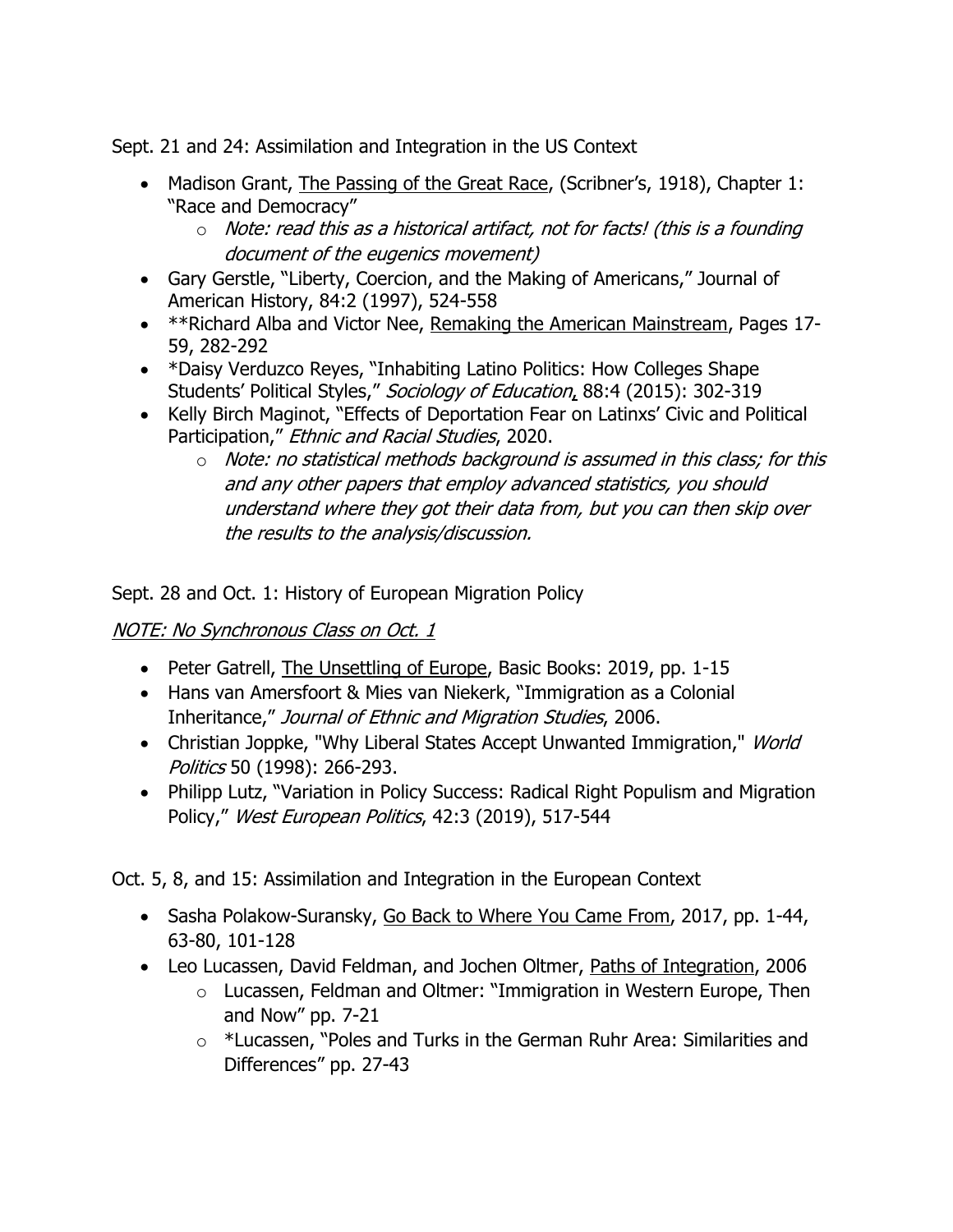Sept. 21 and 24: Assimilation and Integration in the US Context

- Madison Grant, The Passing of the Great Race, (Scribner's, 1918), Chapter 1: "Race and Democracy"
  - *Note: read this as a historical artifact, not for facts! (this is a founding document of the eugenics movement)*
- Gary Gerstle, "Liberty, Coercion, and the Making of Americans," Journal of American History, 84:2 (1997), 524-558
- **Richard Alba and Victor Nee, Remaking the American Mainstream, Pages 17-59, 282-292
- *Daisy Verduzco Reyes, "Inhabiting Latino Politics: How Colleges Shape Students' Political Styles," *Sociology of Education*, 88:4 (2015): 302-319
- Kelly Birch Maginot, "Effects of Deportation Fear on Latinxs' Civic and Political Participation," *Ethnic and Racial Studies*, 2020.
  - *Note: no statistical methods background is assumed in this class; for this and any other papers that employ advanced statistics, you should understand where they got their data from, but you can then skip over the results to the analysis/discussion.*

Sept. 28 and Oct. 1: History of European Migration Policy

*NOTE: No Synchronous Class on Oct. 1*

- Peter Gatrell, The Unsettling of Europe, Basic Books: 2019, pp. 1-15
- Hans van Amersfoort & Mies van Niekerk, "Immigration as a Colonial Inheritance," *Journal of Ethnic and Migration Studies*, 2006.
- Christian Joppke, "Why Liberal States Accept Unwanted Immigration," *World Politics* 50 (1998): 266-293.
- Philipp Lutz, "Variation in Policy Success: Radical Right Populism and Migration Policy," *West European Politics*, 42:3 (2019), 517-544

Oct. 5, 8, and 15: Assimilation and Integration in the European Context

- Sasha Polakow-Suransky, Go Back to Where You Came From, 2017, pp. 1-44, 63-80, 101-128
- Leo Lucassen, David Feldman, and Jochen Oltmer, Paths of Integration, 2006
  - Lucassen, Feldman and Oltmer: "Immigration in Western Europe, Then and Now" pp. 7-21
  - *Lucassen, "Poles and Turks in the German Ruhr Area: Similarities and Differences" pp. 27-43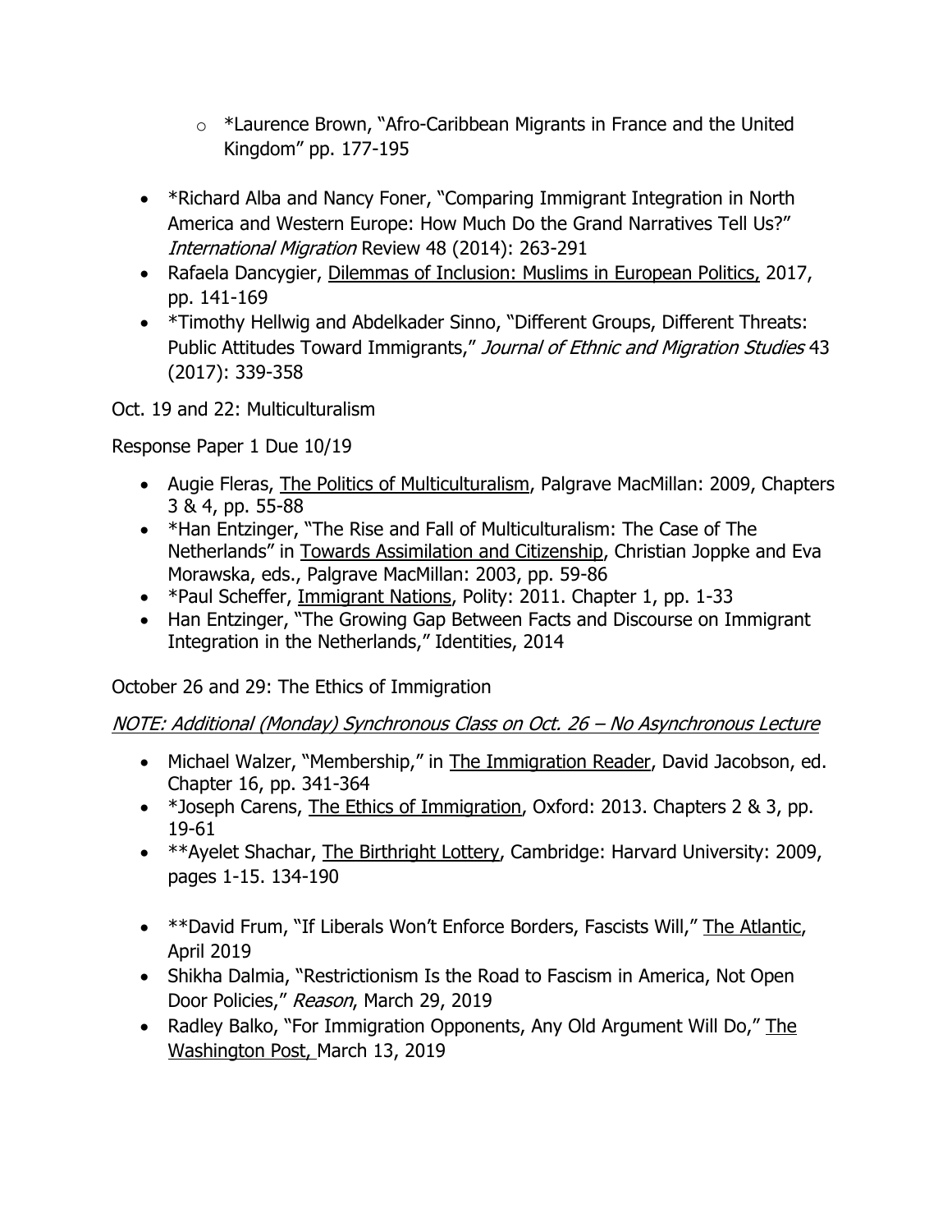- *Laurence Brown, "Afro-Caribbean Migrants in France and the United Kingdom" pp. 177-195

- *Richard Alba and Nancy Foner, "Comparing Immigrant Integration in North America and Western Europe: How Much Do the Grand Narratives Tell Us?" *International Migration* Review 48 (2014): 263-291
- Rafaela Dancygier, Dilemmas of Inclusion: Muslims in European Politics, 2017, pp. 141-169
- *Timothy Hellwig and Abdelkader Sinno, "Different Groups, Different Threats: Public Attitudes Toward Immigrants," *Journal of Ethnic and Migration Studies* 43 (2017): 339-358

Oct. 19 and 22: Multiculturalism

Response Paper 1 Due 10/19

- Augie Fleras, The Politics of Multiculturalism, Palgrave MacMillan: 2009, Chapters 3 & 4, pp. 55-88
- *Han Entzinger, "The Rise and Fall of Multiculturalism: The Case of The Netherlands" in Towards Assimilation and Citizenship, Christian Joppke and Eva Morawska, eds., Palgrave MacMillan: 2003, pp. 59-86
- *Paul Scheffer, Immigrant Nations, Polity: 2011. Chapter 1, pp. 1-33
- Han Entzinger, "The Growing Gap Between Facts and Discourse on Immigrant Integration in the Netherlands," Identities, 2014

October 26 and 29: The Ethics of Immigration

*NOTE: Additional (Monday) Synchronous Class on Oct. 26 – No Asynchronous Lecture*

- Michael Walzer, "Membership," in The Immigration Reader, David Jacobson, ed. Chapter 16, pp. 341-364
- *Joseph Carens, The Ethics of Immigration, Oxford: 2013. Chapters 2 & 3, pp. 19-61
- **Ayelet Shachar, The Birthright Lottery, Cambridge: Harvard University: 2009, pages 1-15. 134-190

- **David Frum, "If Liberals Won't Enforce Borders, Fascists Will," The Atlantic, April 2019
- Shikha Dalmia, "Restrictionism Is the Road to Fascism in America, Not Open Door Policies," *Reason*, March 29, 2019
- Radley Balko, "For Immigration Opponents, Any Old Argument Will Do," The Washington Post, March 13, 2019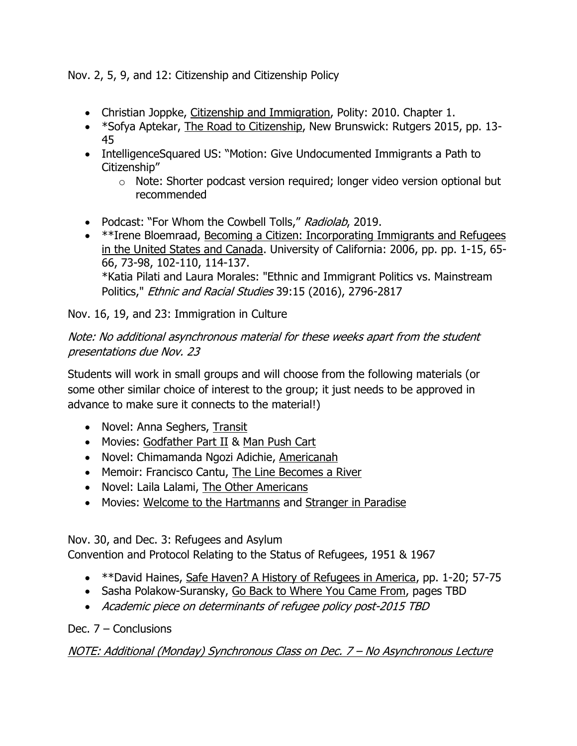Nov. 2, 5, 9, and 12: Citizenship and Citizenship Policy

- Christian Joppke, Citizenship and Immigration, Polity: 2010. Chapter 1.
- *Sofya Aptekar, The Road to Citizenship, New Brunswick: Rutgers 2015, pp. 13-45
- IntelligenceSquared US: "Motion: Give Undocumented Immigrants a Path to Citizenship"
    - Note: Shorter podcast version required; longer video version optional but recommended
- Podcast: "For Whom the Cowbell Tolls," *Radiolab*, 2019.
- **Irene Bloemraad, Becoming a Citizen: Incorporating Immigrants and Refugees in the United States and Canada. University of California: 2006, pp. pp. 1-15, 65-66, 73-98, 102-110, 114-137.
  *Katia Pilati and Laura Morales: "Ethnic and Immigrant Politics vs. Mainstream Politics," *Ethnic and Racial Studies* 39:15 (2016), 2796-2817

Nov. 16, 19, and 23: Immigration in Culture

*Note: No additional asynchronous material for these weeks apart from the student presentations due Nov. 23*

Students will work in small groups and will choose from the following materials (or some other similar choice of interest to the group; it just needs to be approved in advance to make sure it connects to the material!)

- Novel: Anna Seghers, Transit
- Movies: Godfather Part II & Man Push Cart
- Novel: Chimamanda Ngozi Adichie, Americanah
- Memoir: Francisco Cantu, The Line Becomes a River
- Novel: Laila Lalami, The Other Americans
- Movies: Welcome to the Hartmanns and Stranger in Paradise

Nov. 30, and Dec. 3: Refugees and Asylum
Convention and Protocol Relating to the Status of Refugees, 1951 & 1967

- **David Haines, Safe Haven? A History of Refugees in America, pp. 1-20; 57-75
- Sasha Polakow-Suransky, Go Back to Where You Came From, pages TBD
- *Academic piece on determinants of refugee policy post-2015 TBD*

Dec. 7 – Conclusions

*NOTE: Additional (Monday) Synchronous Class on Dec. 7 – No Asynchronous Lecture*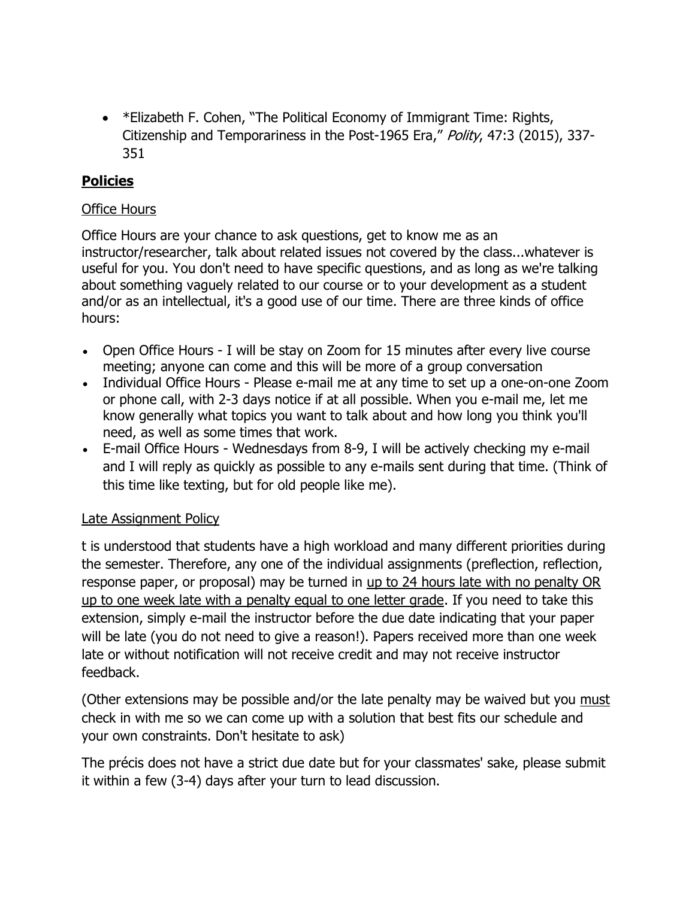- *Elizabeth F. Cohen, "The Political Economy of Immigrant Time: Rights, Citizenship and Temporariness in the Post-1965 Era," *Polity*, 47:3 (2015), 337-351

## **Policies**

### Office Hours

Office Hours are your chance to ask questions, get to know me as an instructor/researcher, talk about related issues not covered by the class...whatever is useful for you. You don't need to have specific questions, and as long as we're talking about something vaguely related to our course or to your development as a student and/or as an intellectual, it's a good use of our time. There are three kinds of office hours:

- Open Office Hours - I will be stay on Zoom for 15 minutes after every live course meeting; anyone can come and this will be more of a group conversation
- Individual Office Hours - Please e-mail me at any time to set up a one-on-one Zoom or phone call, with 2-3 days notice if at all possible. When you e-mail me, let me know generally what topics you want to talk about and how long you think you'll need, as well as some times that work.
- E-mail Office Hours - Wednesdays from 8-9, I will be actively checking my e-mail and I will reply as quickly as possible to any e-mails sent during that time. (Think of this time like texting, but for old people like me).

### Late Assignment Policy

t is understood that students have a high workload and many different priorities during the semester. Therefore, any one of the individual assignments (preflection, reflection, response paper, or proposal) may be turned in up to 24 hours late with no penalty OR up to one week late with a penalty equal to one letter grade. If you need to take this extension, simply e-mail the instructor before the due date indicating that your paper will be late (you do not need to give a reason!). Papers received more than one week late or without notification will not receive credit and may not receive instructor feedback.

(Other extensions may be possible and/or the late penalty may be waived but you must check in with me so we can come up with a solution that best fits our schedule and your own constraints. Don't hesitate to ask)

The précis does not have a strict due date but for your classmates' sake, please submit it within a few (3-4) days after your turn to lead discussion.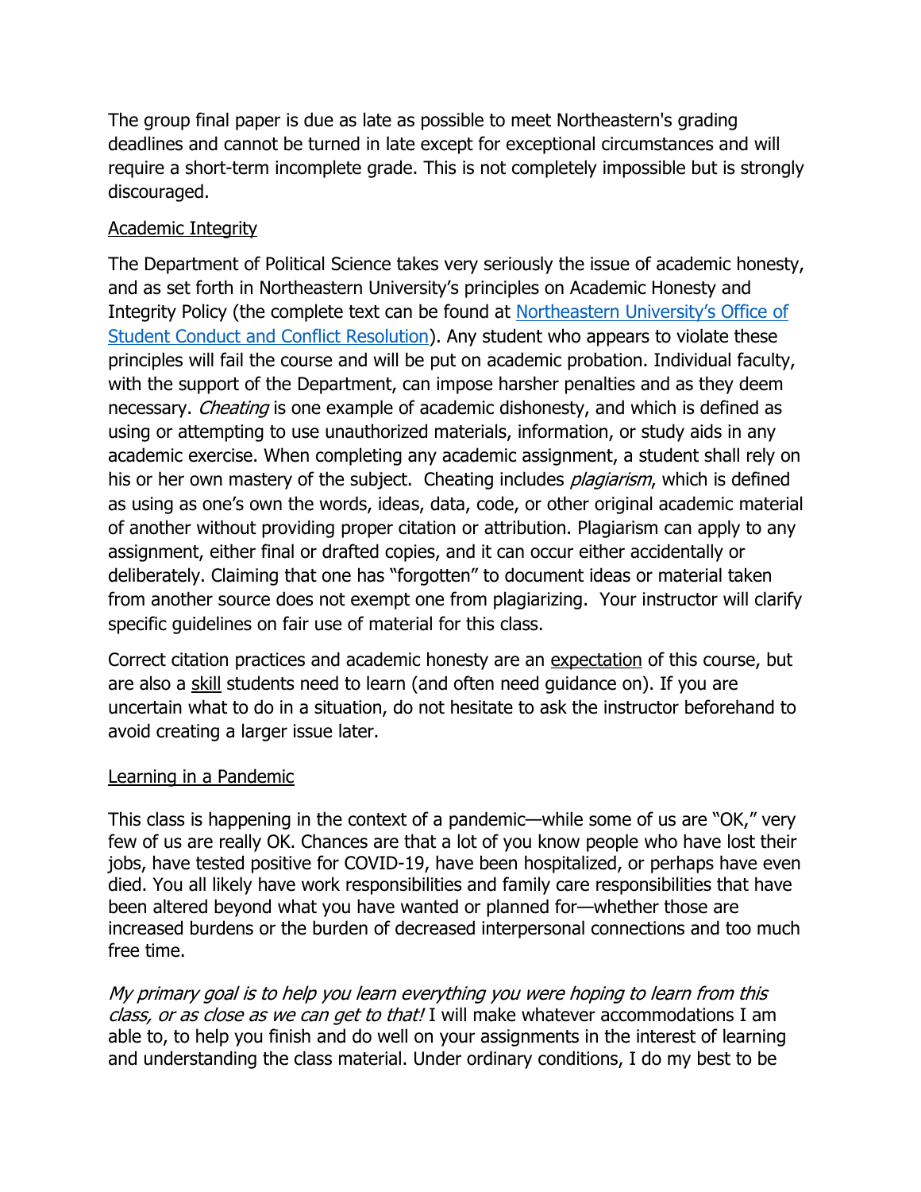The group final paper is due as late as possible to meet Northeastern's grading deadlines and cannot be turned in late except for exceptional circumstances and will require a short-term incomplete grade. This is not completely impossible but is strongly discouraged.

<u>Academic Integrity</u>

The Department of Political Science takes very seriously the issue of academic honesty, and as set forth in Northeastern University's principles on Academic Honesty and Integrity Policy (the complete text can be found at [Northeastern University's Office of Student Conduct and Conflict Resolution]). Any student who appears to violate these principles will fail the course and will be put on academic probation. Individual faculty, with the support of the Department, can impose harsher penalties and as they deem necessary. *Cheating* is one example of academic dishonesty, and which is defined as using or attempting to use unauthorized materials, information, or study aids in any academic exercise. When completing any academic assignment, a student shall rely on his or her own mastery of the subject. Cheating includes *plagiarism*, which is defined as using as one's own the words, ideas, data, code, or other original academic material of another without providing proper citation or attribution. Plagiarism can apply to any assignment, either final or drafted copies, and it can occur either accidentally or deliberately. Claiming that one has "forgotten" to document ideas or material taken from another source does not exempt one from plagiarizing. Your instructor will clarify specific guidelines on fair use of material for this class.

Correct citation practices and academic honesty are an <u>expectation</u> of this course, but are also a <u>skill</u> students need to learn (and often need guidance on). If you are uncertain what to do in a situation, do not hesitate to ask the instructor beforehand to avoid creating a larger issue later.

<u>Learning in a Pandemic</u>

This class is happening in the context of a pandemic—while some of us are "OK," very few of us are really OK. Chances are that a lot of you know people who have lost their jobs, have tested positive for COVID-19, have been hospitalized, or perhaps have even died. You all likely have work responsibilities and family care responsibilities that have been altered beyond what you have wanted or planned for—whether those are increased burdens or the burden of decreased interpersonal connections and too much free time.

*My primary goal is to help you learn everything you were hoping to learn from this class, or as close as we can get to that!* I will make whatever accommodations I am able to, to help you finish and do well on your assignments in the interest of learning and understanding the class material. Under ordinary conditions, I do my best to be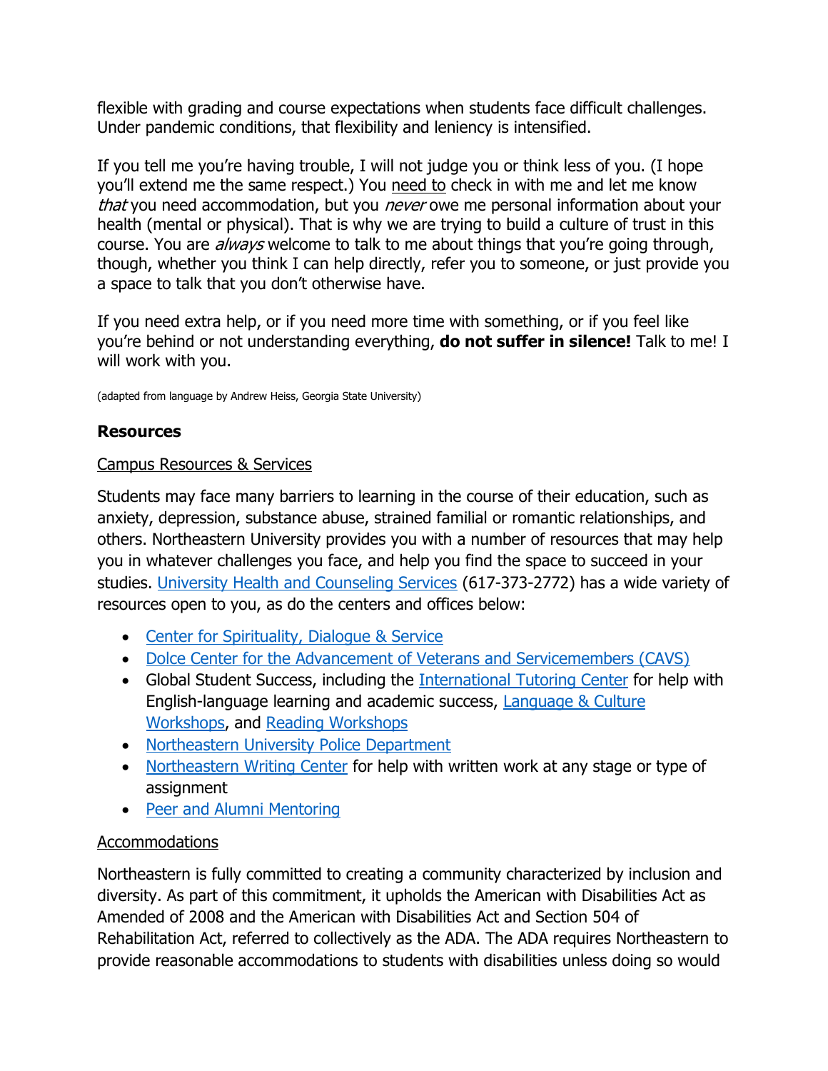flexible with grading and course expectations when students face difficult challenges. Under pandemic conditions, that flexibility and leniency is intensified.

If you tell me you're having trouble, I will not judge you or think less of you. (I hope you'll extend me the same respect.) You <u>need to</u> check in with me and let me know *that* you need accommodation, but you *never* owe me personal information about your health (mental or physical). That is why we are trying to build a culture of trust in this course. You are *always* welcome to talk to me about things that you're going through, though, whether you think I can help directly, refer you to someone, or just provide you a space to talk that you don't otherwise have.

If you need extra help, or if you need more time with something, or if you feel like you're behind or not understanding everything, **do not suffer in silence!** Talk to me! I will work with you.

(adapted from language by Andrew Heiss, Georgia State University)

**Resources**

<u>Campus Resources & Services</u>

Students may face many barriers to learning in the course of their education, such as anxiety, depression, substance abuse, strained familial or romantic relationships, and others. Northeastern University provides you with a number of resources that may help you in whatever challenges you face, and help you find the space to succeed in your studies. University Health and Counseling Services (617-373-2772) has a wide variety of resources open to you, as do the centers and offices below:

- Center for Spirituality, Dialogue & Service
- Dolce Center for the Advancement of Veterans and Servicemembers (CAVS)
- Global Student Success, including the International Tutoring Center for help with English-language learning and academic success, Language & Culture Workshops, and Reading Workshops
- Northeastern University Police Department
- Northeastern Writing Center for help with written work at any stage or type of assignment
- Peer and Alumni Mentoring

<u>Accommodations</u>

Northeastern is fully committed to creating a community characterized by inclusion and diversity. As part of this commitment, it upholds the American with Disabilities Act as Amended of 2008 and the American with Disabilities Act and Section 504 of Rehabilitation Act, referred to collectively as the ADA. The ADA requires Northeastern to provide reasonable accommodations to students with disabilities unless doing so would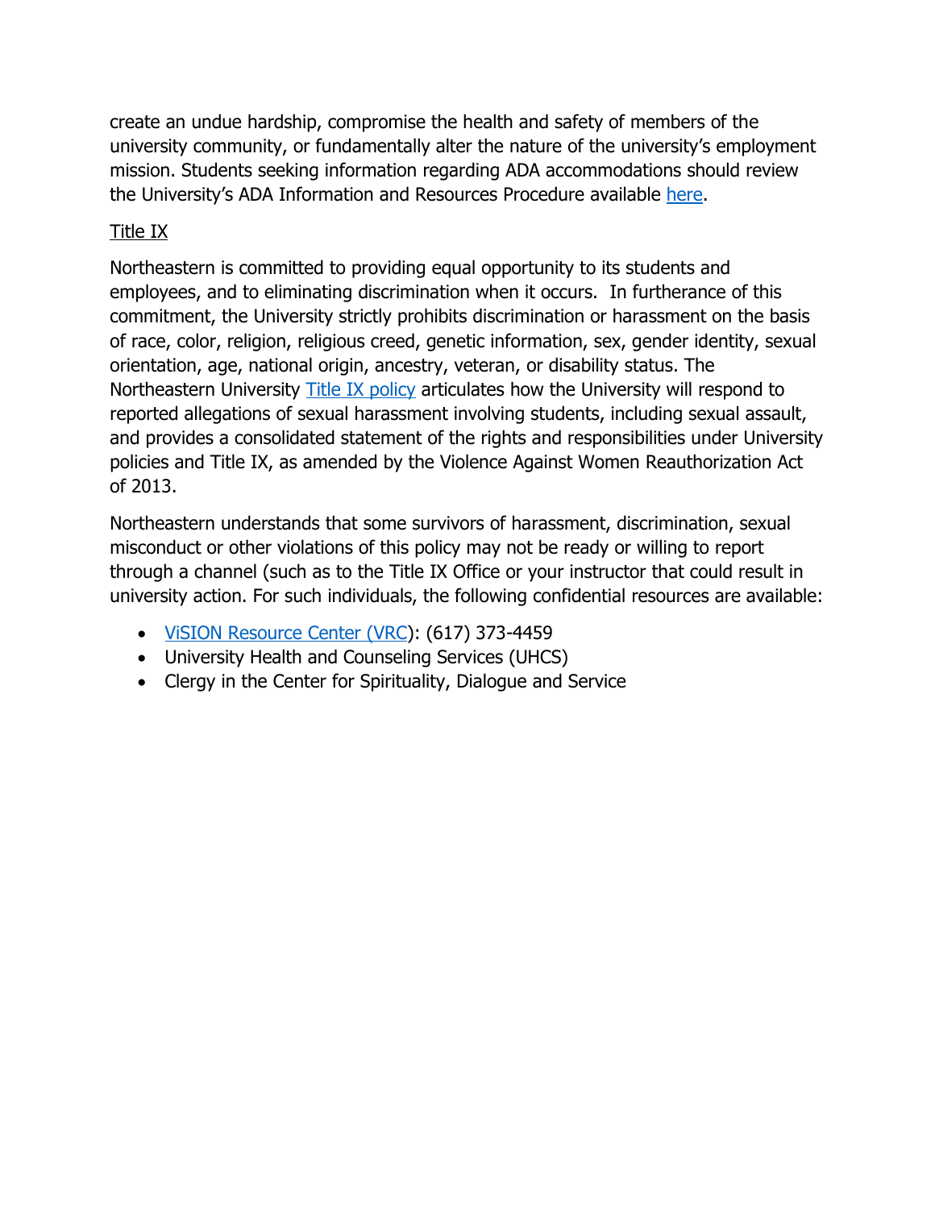create an undue hardship, compromise the health and safety of members of the university community, or fundamentally alter the nature of the university's employment mission. Students seeking information regarding ADA accommodations should review the University's ADA Information and Resources Procedure available [here](#).

Title IX

Northeastern is committed to providing equal opportunity to its students and employees, and to eliminating discrimination when it occurs. In furtherance of this commitment, the University strictly prohibits discrimination or harassment on the basis of race, color, religion, religious creed, genetic information, sex, gender identity, sexual orientation, age, national origin, ancestry, veteran, or disability status. The Northeastern University [Title IX policy](#) articulates how the University will respond to reported allegations of sexual harassment involving students, including sexual assault, and provides a consolidated statement of the rights and responsibilities under University policies and Title IX, as amended by the Violence Against Women Reauthorization Act of 2013.

Northeastern understands that some survivors of harassment, discrimination, sexual misconduct or other violations of this policy may not be ready or willing to report through a channel (such as to the Title IX Office or your instructor that could result in university action. For such individuals, the following confidential resources are available:

- [ViSION Resource Center (VRC)](#): (617) 373-4459
- University Health and Counseling Services (UHCS)
- Clergy in the Center for Spirituality, Dialogue and Service